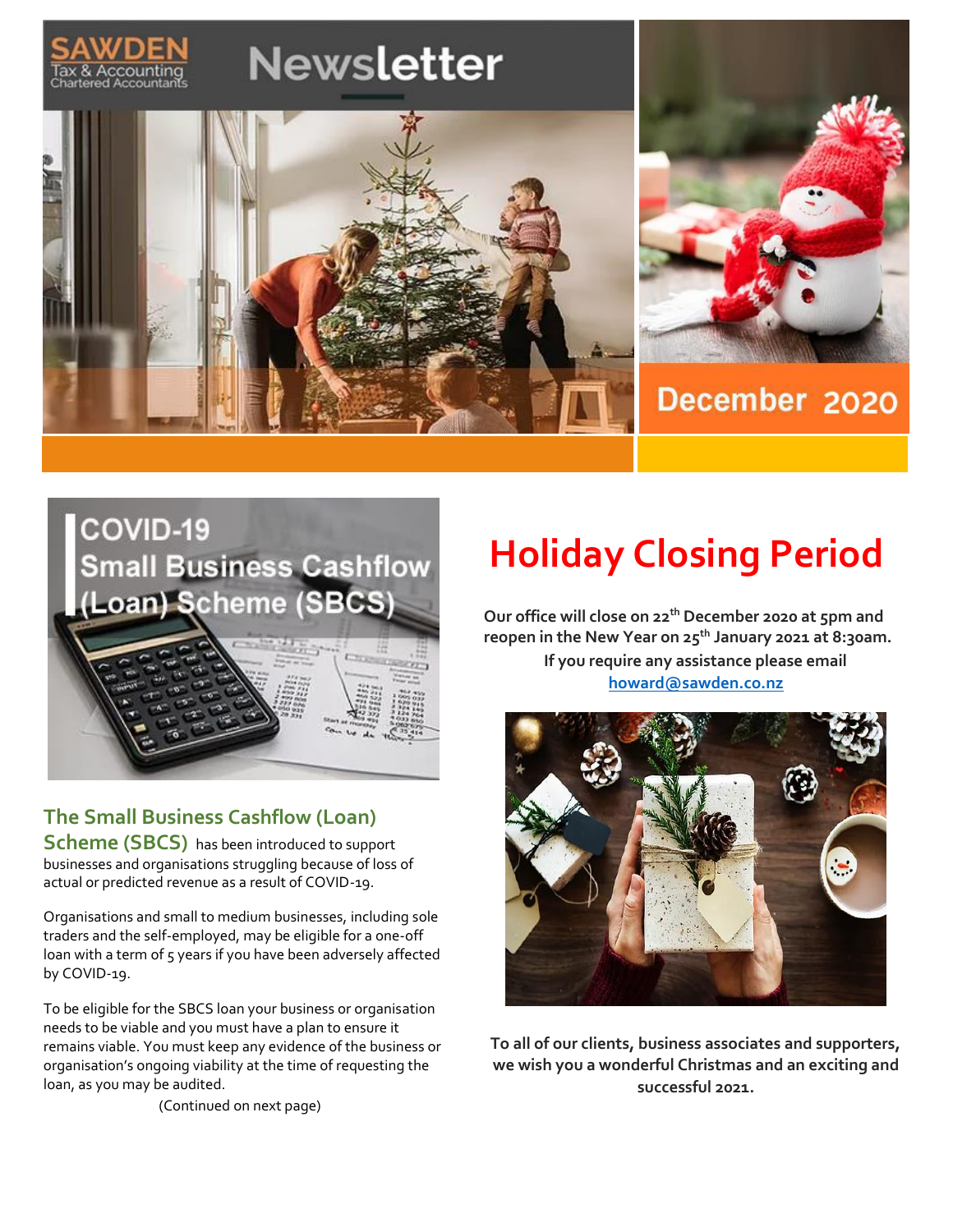# SAWDEN Tax & Accounting Chartered Accountants Newsletter

December 2020

## COVID-19 Small Business Cashflow (Loan) Scheme (SBCS)

**The Small Business Cashflow (Loan) Scheme (SBCS)** has been introduced to support businesses and organisations struggling because of loss of actual or predicted revenue as a result of COVID-19.

Organisations and small to medium businesses, including sole traders and the self-employed, may be eligible for a one-off loan with a term of 5 years if you have been adversely affected by COVID-19.

To be eligible for the SBCS loan your business or organisation needs to be viable and you must have a plan to ensure it remains viable. You must keep any evidence of the business or organisation's ongoing viability at the time of requesting the loan, as you may be audited.

(Continued on next page)

## Holiday Closing Period

**Our office will close on 22nd December 2020 at 5pm and reopen in the New Year on 25th January 2021 at 8:30am.**

**If you require any assistance please email howard@sawden.co.nz**

**To all of our clients, business associates and supporters, we wish you a wonderful Christmas and an exciting and successful 2021.**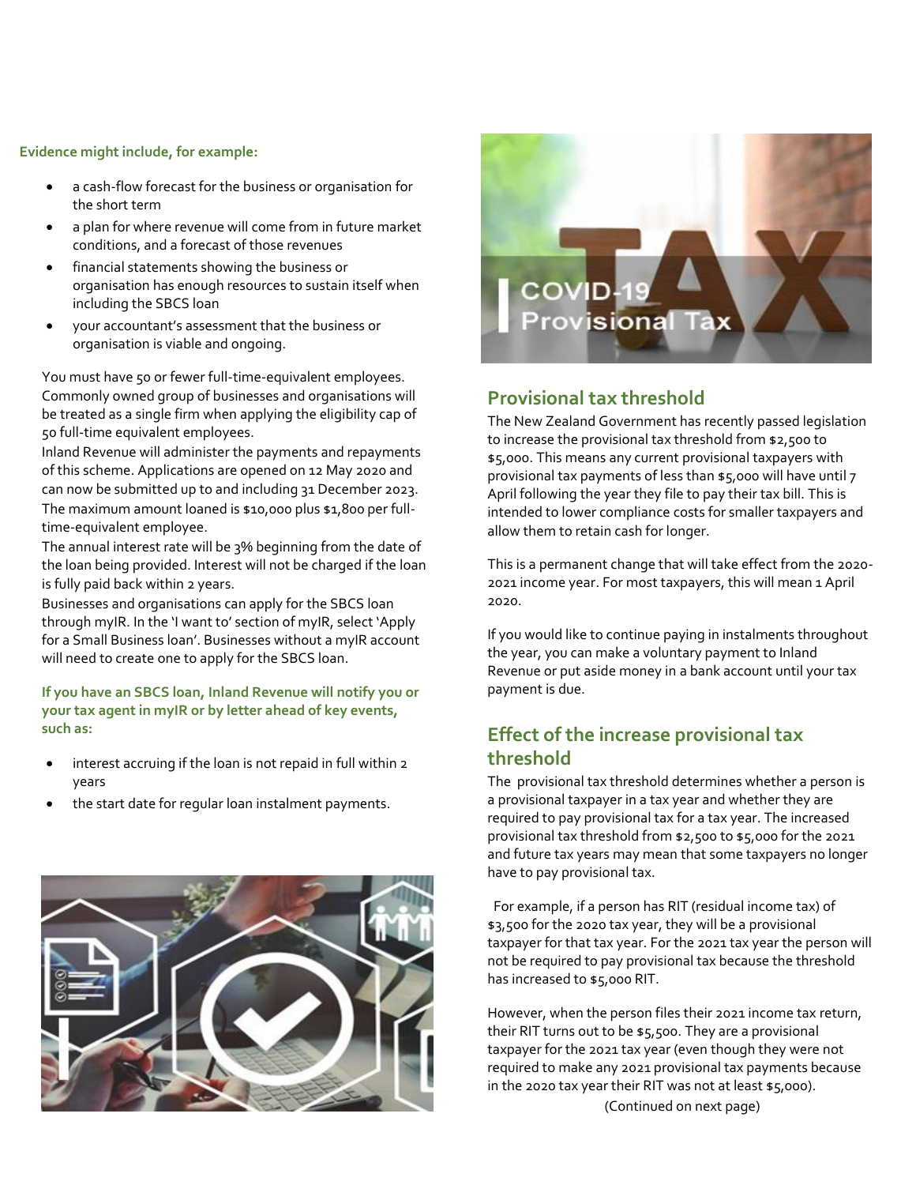**Evidence might include, for example:**

- a cash-flow forecast for the business or organisation for the short term
- a plan for where revenue will come from in future market conditions, and a forecast of those revenues
- financial statements showing the business or organisation has enough resources to sustain itself when including the SBCS loan
- your accountant's assessment that the business or organisation is viable and ongoing.

You must have 50 or fewer full-time-equivalent employees. Commonly owned group of businesses and organisations will be treated as a single firm when applying the eligibility cap of 50 full-time equivalent employees.

Inland Revenue will administer the payments and repayments of this scheme. Applications are opened on 12 May 2020 and can now be submitted up to and including 31 December 2023.

The maximum amount loaned is $10,000 plus $1,800 per full-time-equivalent employee.

The annual interest rate will be 3% beginning from the date of the loan being provided. Interest will not be charged if the loan is fully paid back within 2 years.

Businesses and organisations can apply for the SBCS loan through myIR. In the 'I want to' section of myIR, select 'Apply for a Small Business loan'. Businesses without a myIR account will need to create one to apply for the SBCS loan.

**If you have an SBCS loan, Inland Revenue will notify you or your tax agent in myIR or by letter ahead of key events, such as:**

- interest accruing if the loan is not repaid in full within 2 years
- the start date for regular loan instalment payments.

## Provisional tax threshold

The New Zealand Government has recently passed legislation to increase the provisional tax threshold from $2,500 to $5,000. This means any current provisional taxpayers with provisional tax payments of less than $5,000 will have until 7 April following the year they file to pay their tax bill. This is intended to lower compliance costs for smaller taxpayers and allow them to retain cash for longer.

This is a permanent change that will take effect from the 2020-2021 income year. For most taxpayers, this will mean 1 April 2020.

If you would like to continue paying in instalments throughout the year, you can make a voluntary payment to Inland Revenue or put aside money in a bank account until your tax payment is due.

## Effect of the increase provisional tax threshold

The provisional tax threshold determines whether a person is a provisional taxpayer in a tax year and whether they are required to pay provisional tax for a tax year. The increased provisional tax threshold from $2,500 to $5,000 for the 2021 and future tax years may mean that some taxpayers no longer have to pay provisional tax.

For example, if a person has RIT (residual income tax) of $3,500 for the 2020 tax year, they will be a provisional taxpayer for that tax year. For the 2021 tax year the person will not be required to pay provisional tax because the threshold has increased to $5,000 RIT.

However, when the person files their 2021 income tax return, their RIT turns out to be $5,500. They are a provisional taxpayer for the 2021 tax year (even though they were not required to make any 2021 provisional tax payments because in the 2020 tax year their RIT was not at least $5,000).

(Continued on next page)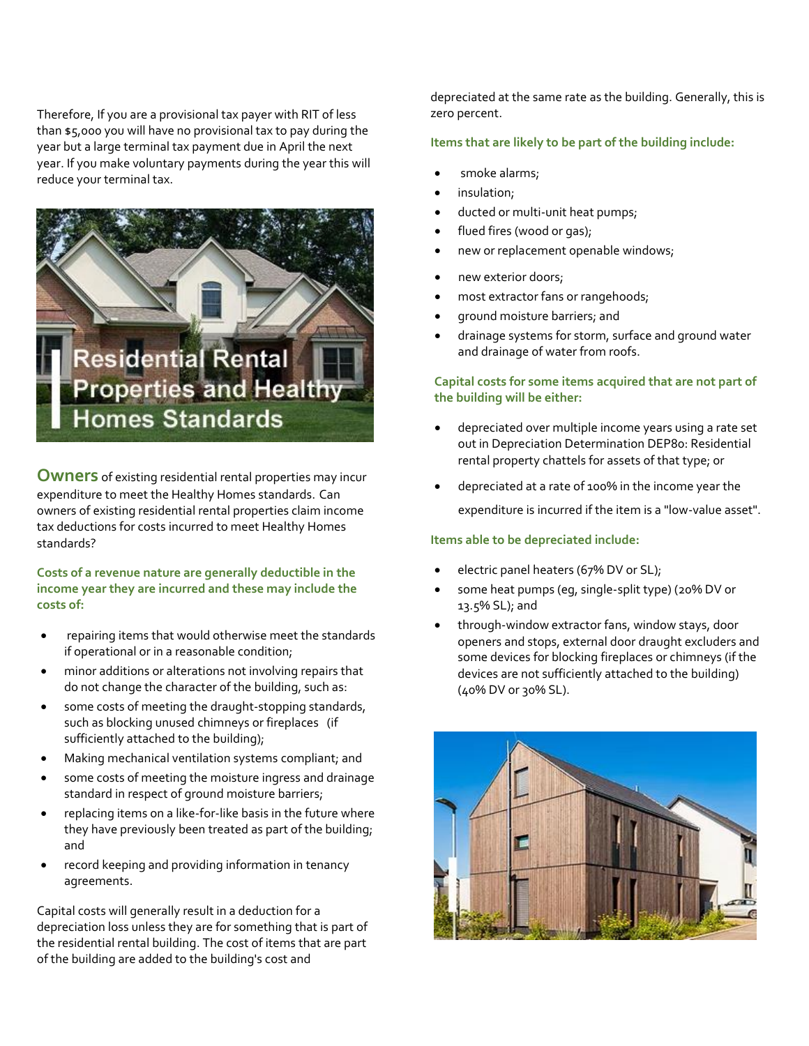Therefore, If you are a provisional tax payer with RIT of less than $5,000 you will have no provisional tax to pay during the year but a large terminal tax payment due in April the next year. If you make voluntary payments during the year this will reduce your terminal tax.

## Residential Rental Properties and Healthy Homes Standards

**Owners** of existing residential rental properties may incur expenditure to meet the Healthy Homes standards. Can owners of existing residential rental properties claim income tax deductions for costs incurred to meet Healthy Homes standards?

**Costs of a revenue nature are generally deductible in the income year they are incurred and these may include the costs of:**

- repairing items that would otherwise meet the standards if operational or in a reasonable condition;
- minor additions or alterations not involving repairs that do not change the character of the building, such as:
- some costs of meeting the draught-stopping standards, such as blocking unused chimneys or fireplaces (if sufficiently attached to the building);
- Making mechanical ventilation systems compliant; and
- some costs of meeting the moisture ingress and drainage standard in respect of ground moisture barriers;
- replacing items on a like-for-like basis in the future where they have previously been treated as part of the building; and
- record keeping and providing information in tenancy agreements.

Capital costs will generally result in a deduction for a depreciation loss unless they are for something that is part of the residential rental building. The cost of items that are part of the building are added to the building's cost and depreciated at the same rate as the building. Generally, this is zero percent.

**Items that are likely to be part of the building include:**

- smoke alarms;
- insulation;
- ducted or multi-unit heat pumps;
- flued fires (wood or gas);
- new or replacement openable windows;
- new exterior doors;
- most extractor fans or rangehoods;
- ground moisture barriers; and
- drainage systems for storm, surface and ground water and drainage of water from roofs.

**Capital costs for some items acquired that are not part of the building will be either:**

- depreciated over multiple income years using a rate set out in Depreciation Determination DEP80: Residential rental property chattels for assets of that type; or
- depreciated at a rate of 100% in the income year the expenditure is incurred if the item is a "low-value asset".

**Items able to be depreciated include:**

- electric panel heaters (67% DV or SL);
- some heat pumps (eg, single-split type) (20% DV or 13.5% SL); and
- through-window extractor fans, window stays, door openers and stops, external door draught excluders and some devices for blocking fireplaces or chimneys (if the devices are not sufficiently attached to the building) (40% DV or 30% SL).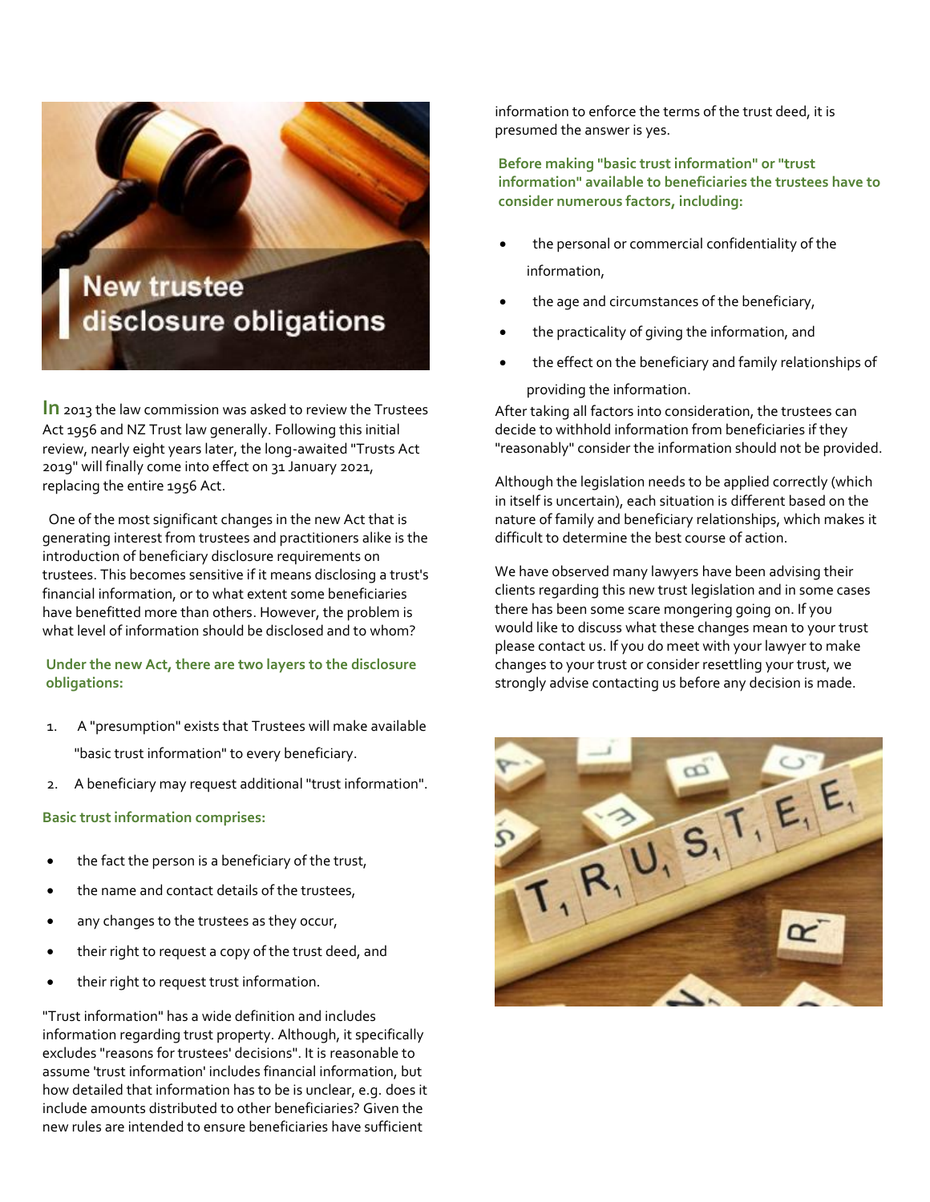# New trustee disclosure obligations

In 2013 the law commission was asked to review the Trustees Act 1956 and NZ Trust law generally. Following this initial review, nearly eight years later, the long-awaited "Trusts Act 2019" will finally come into effect on 31 January 2021, replacing the entire 1956 Act.

One of the most significant changes in the new Act that is generating interest from trustees and practitioners alike is the introduction of beneficiary disclosure requirements on trustees. This becomes sensitive if it means disclosing a trust's financial information, or to what extent some beneficiaries have benefitted more than others. However, the problem is what level of information should be disclosed and to whom?

**Under the new Act, there are two layers to the disclosure obligations:**

1. A "presumption" exists that Trustees will make available "basic trust information" to every beneficiary.
2. A beneficiary may request additional "trust information".

**Basic trust information comprises:**

- the fact the person is a beneficiary of the trust,
- the name and contact details of the trustees,
- any changes to the trustees as they occur,
- their right to request a copy of the trust deed, and
- their right to request trust information.

"Trust information" has a wide definition and includes information regarding trust property. Although, it specifically excludes "reasons for trustees' decisions". It is reasonable to assume 'trust information' includes financial information, but how detailed that information has to be is unclear, e.g. does it include amounts distributed to other beneficiaries? Given the new rules are intended to ensure beneficiaries have sufficient information to enforce the terms of the trust deed, it is presumed the answer is yes.

**Before making "basic trust information" or "trust information" available to beneficiaries the trustees have to consider numerous factors, including:**

- the personal or commercial confidentiality of the information,
- the age and circumstances of the beneficiary,
- the practicality of giving the information, and
- the effect on the beneficiary and family relationships of providing the information.

After taking all factors into consideration, the trustees can decide to withhold information from beneficiaries if they "reasonably" consider the information should not be provided.

Although the legislation needs to be applied correctly (which in itself is uncertain), each situation is different based on the nature of family and beneficiary relationships, which makes it difficult to determine the best course of action.

We have observed many lawyers have been advising their clients regarding this new trust legislation and in some cases there has been some scare mongering going on. If you would like to discuss what these changes mean to your trust please contact us. If you do meet with your lawyer to make changes to your trust or consider resettling your trust, we strongly advise contacting us before any decision is made.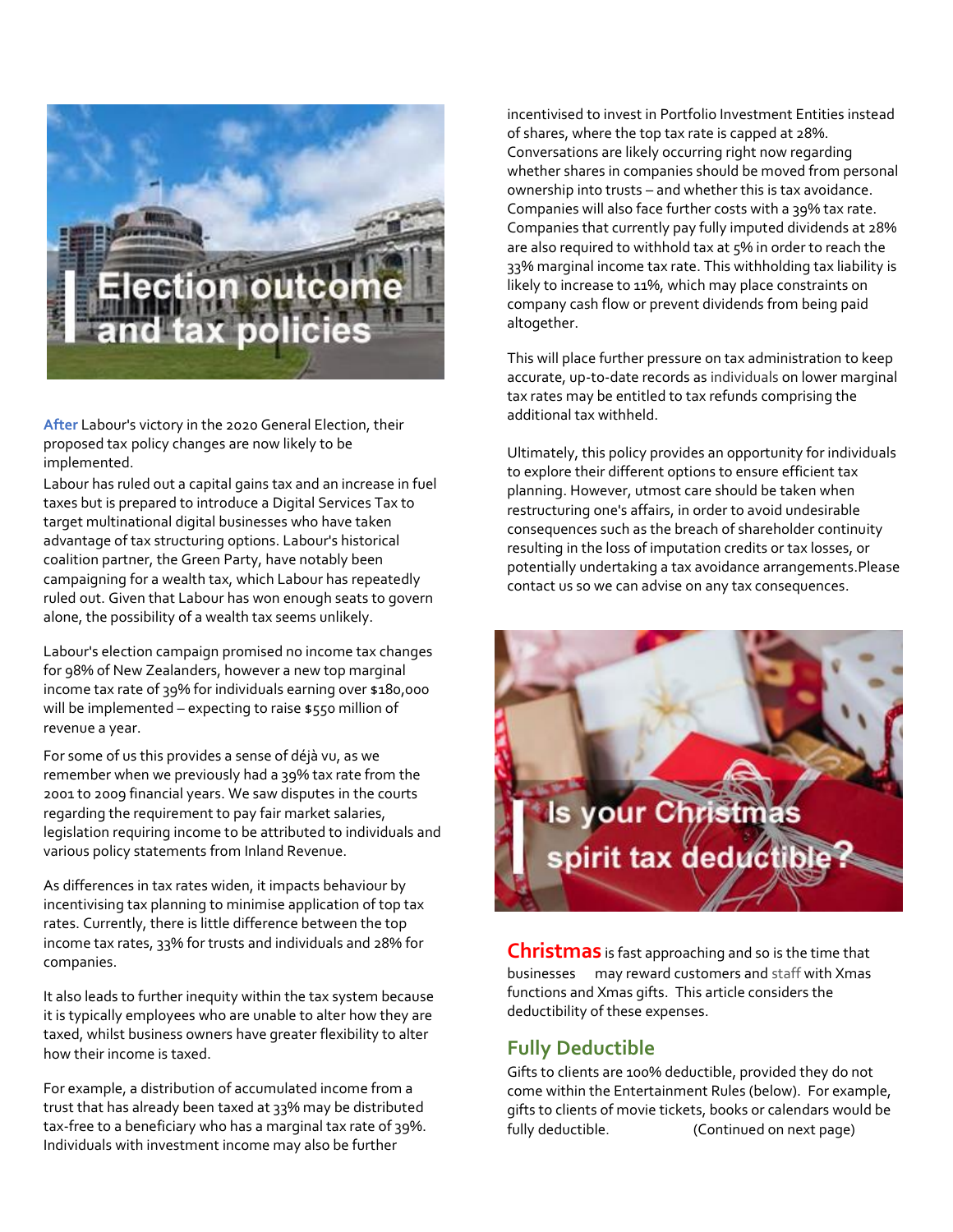# Election outcome and tax policies

After Labour's victory in the 2020 General Election, their proposed tax policy changes are now likely to be implemented.

Labour has ruled out a capital gains tax and an increase in fuel taxes but is prepared to introduce a Digital Services Tax to target multinational digital businesses who have taken advantage of tax structuring options. Labour's historical coalition partner, the Green Party, have notably been campaigning for a wealth tax, which Labour has repeatedly ruled out. Given that Labour has won enough seats to govern alone, the possibility of a wealth tax seems unlikely.

Labour's election campaign promised no income tax changes for 98% of New Zealanders, however a new top marginal income tax rate of 39% for individuals earning over $180,000 will be implemented – expecting to raise $550 million of revenue a year.

For some of us this provides a sense of déjà vu, as we remember when we previously had a 39% tax rate from the 2001 to 2009 financial years. We saw disputes in the courts regarding the requirement to pay fair market salaries, legislation requiring income to be attributed to individuals and various policy statements from Inland Revenue.

As differences in tax rates widen, it impacts behaviour by incentivising tax planning to minimise application of top tax rates. Currently, there is little difference between the top income tax rates, 33% for trusts and individuals and 28% for companies.

It also leads to further inequity within the tax system because it is typically employees who are unable to alter how they are taxed, whilst business owners have greater flexibility to alter how their income is taxed.

For example, a distribution of accumulated income from a trust that has already been taxed at 33% may be distributed tax-free to a beneficiary who has a marginal tax rate of 39%. Individuals with investment income may also be further incentivised to invest in Portfolio Investment Entities instead of shares, where the top tax rate is capped at 28%. Conversations are likely occurring right now regarding whether shares in companies should be moved from personal ownership into trusts – and whether this is tax avoidance. Companies will also face further costs with a 39% tax rate. Companies that currently pay fully imputed dividends at 28% are also required to withhold tax at 5% in order to reach the 33% marginal income tax rate. This withholding tax liability is likely to increase to 11%, which may place constraints on company cash flow or prevent dividends from being paid altogether.

This will place further pressure on tax administration to keep accurate, up-to-date records as individuals on lower marginal tax rates may be entitled to tax refunds comprising the additional tax withheld.

Ultimately, this policy provides an opportunity for individuals to explore their different options to ensure efficient tax planning. However, utmost care should be taken when restructuring one's affairs, in order to avoid undesirable consequences such as the breach of shareholder continuity resulting in the loss of imputation credits or tax losses, or potentially undertaking a tax avoidance arrangements.Please contact us so we can advise on any tax consequences.

# Is your Christmas spirit tax deductible?

**Christmas** is fast approaching and so is the time that businesses may reward customers and staff with Xmas functions and Xmas gifts. This article considers the deductibility of these expenses.

## Fully Deductible

Gifts to clients are 100% deductible, provided they do not come within the Entertainment Rules (below). For example, gifts to clients of movie tickets, books or calendars would be fully deductible. (Continued on next page)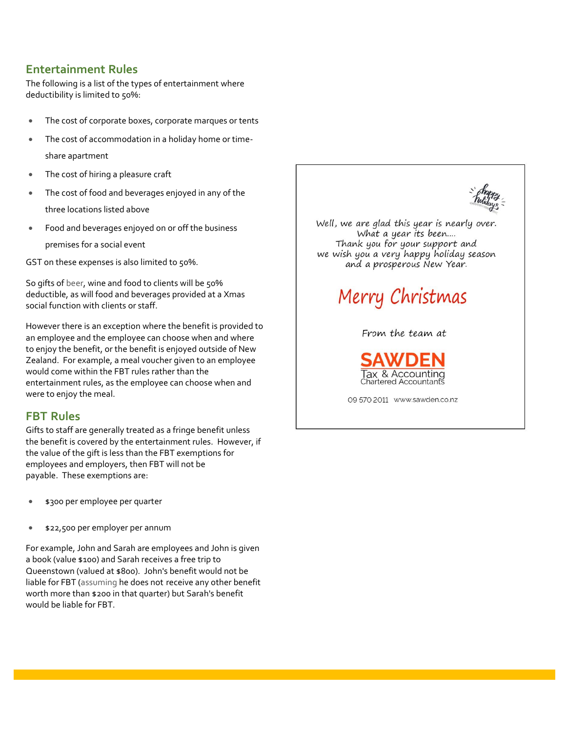## Entertainment Rules

The following is a list of the types of entertainment where deductibility is limited to 50%:

- The cost of corporate boxes, corporate marques or tents
- The cost of accommodation in a holiday home or time-share apartment
- The cost of hiring a pleasure craft
- The cost of food and beverages enjoyed in any of the three locations listed above
- Food and beverages enjoyed on or off the business premises for a social event

GST on these expenses is also limited to 50%.

So gifts of beer, wine and food to clients will be 50% deductible, as will food and beverages provided at a Xmas social function with clients or staff.

However there is an exception where the benefit is provided to an employee and the employee can choose when and where to enjoy the benefit, or the benefit is enjoyed outside of New Zealand. For example, a meal voucher given to an employee would come within the FBT rules rather than the entertainment rules, as the employee can choose when and were to enjoy the meal.

## FBT Rules

Gifts to staff are generally treated as a fringe benefit unless the benefit is covered by the entertainment rules. However, if the value of the gift is less than the FBT exemptions for employees and employers, then FBT will not be payable. These exemptions are:

- $300 per employee per quarter
- $22,500 per employer per annum

For example, John and Sarah are employees and John is given a book (value $100) and Sarah receives a free trip to Queenstown (valued at $800). John's benefit would not be liable for FBT (assuming he does not receive any other benefit worth more than $200 in that quarter) but Sarah's benefit would be liable for FBT.

happy holidays

Well, we are glad this year is nearly over.
What a year its been....
Thank you for your support and
we wish you a very happy holiday season
and a prosperous New Year.

Merry Christmas

From the team at

SAWDEN
Tax & Accounting
Chartered Accountants

09 570 2011 www.sawden.co.nz